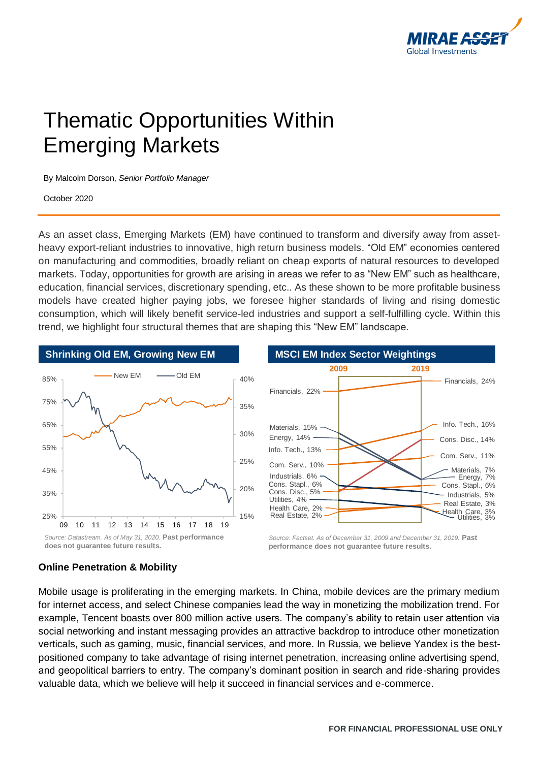# Thematic Opportunities Within Emerging Markets

By Malcolm Dorson, *Senior Portfolio Manager*

October 2020

As an asset class, Emerging Markets (EM) have continued to transform and diversify away from asset-heavy export-reliant industries to innovative, high return business models. "Old EM" economies centered on manufacturing and commodities, broadly reliant on cheap exports of natural resources to developed markets. Today, opportunities for growth are arising in areas we refer to as "New EM" such as healthcare, education, financial services, discretionary spending, etc.. As these shown to be more profitable business models have created higher paying jobs, we foresee higher standards of living and rising domestic consumption, which will likely benefit service-led industries and support a self-fulfilling cycle. Within this trend, we highlight four structural themes that are shaping this "New EM" landscape.

**Shrinking Old EM, Growing New EM**

*Source: Datastream. As of May 31, 2020.* **Past performance does not guarantee future results.**

**MSCI EM Index Sector Weightings**

| Sector | 2009 | 2019 |
|---|---|---|
| Financials | 22% | 24% |
| Info. Tech. | 13% | 16% |
| Cons. Disc. | 5% | 14% |
| Com. Serv. | 10% | 11% |
| Materials | 15% | 7% |
| Energy | 14% | 7% |
| Cons. Stapl. | 6% | 6% |
| Industrials | 6% | 5% |
| Real Estate | 2% | 3% |
| Health Care | 2% | 3% |
| Utilities | 4% | 3% |

*Source: Factset. As of December 31, 2009 and December 31, 2019.* **Past performance does not guarantee future results.**

### Online Penetration & Mobility

Mobile usage is proliferating in the emerging markets. In China, mobile devices are the primary medium for internet access, and select Chinese companies lead the way in monetizing the mobilization trend. For example, Tencent boasts over 800 million active users. The company's ability to retain user attention via social networking and instant messaging provides an attractive backdrop to introduce other monetization verticals, such as gaming, music, financial services, and more. In Russia, we believe Yandex is the best-positioned company to take advantage of rising internet penetration, increasing online advertising spend, and geopolitical barriers to entry. The company's dominant position in search and ride-sharing provides valuable data, which we believe will help it succeed in financial services and e-commerce.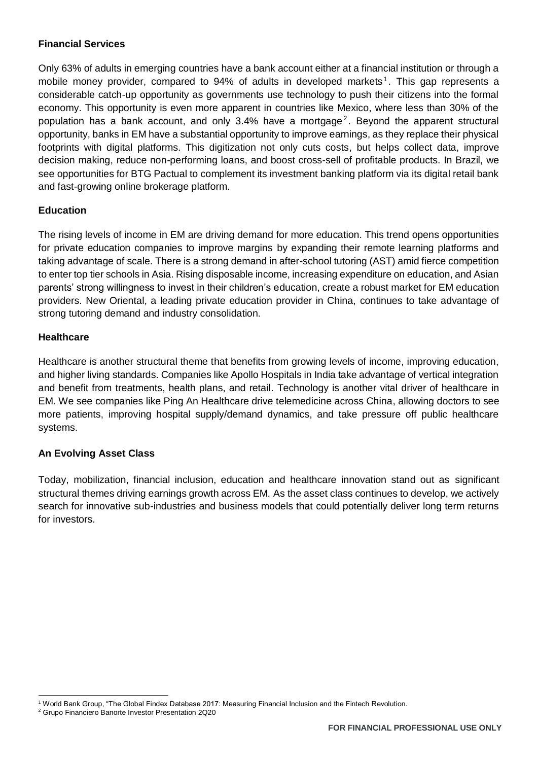**Financial Services**

Only 63% of adults in emerging countries have a bank account either at a financial institution or through a mobile money provider, compared to 94% of adults in developed markets[1]. This gap represents a considerable catch-up opportunity as governments use technology to push their citizens into the formal economy. This opportunity is even more apparent in countries like Mexico, where less than 30% of the population has a bank account, and only 3.4% have a mortgage[2]. Beyond the apparent structural opportunity, banks in EM have a substantial opportunity to improve earnings, as they replace their physical footprints with digital platforms. This digitization not only cuts costs, but helps collect data, improve decision making, reduce non-performing loans, and boost cross-sell of profitable products. In Brazil, we see opportunities for BTG Pactual to complement its investment banking platform via its digital retail bank and fast-growing online brokerage platform.

**Education**

The rising levels of income in EM are driving demand for more education. This trend opens opportunities for private education companies to improve margins by expanding their remote learning platforms and taking advantage of scale. There is a strong demand in after-school tutoring (AST) amid fierce competition to enter top tier schools in Asia. Rising disposable income, increasing expenditure on education, and Asian parents' strong willingness to invest in their children's education, create a robust market for EM education providers. New Oriental, a leading private education provider in China, continues to take advantage of strong tutoring demand and industry consolidation.

**Healthcare**

Healthcare is another structural theme that benefits from growing levels of income, improving education, and higher living standards. Companies like Apollo Hospitals in India take advantage of vertical integration and benefit from treatments, health plans, and retail. Technology is another vital driver of healthcare in EM. We see companies like Ping An Healthcare drive telemedicine across China, allowing doctors to see more patients, improving hospital supply/demand dynamics, and take pressure off public healthcare systems.

**An Evolving Asset Class**

Today, mobilization, financial inclusion, education and healthcare innovation stand out as significant structural themes driving earnings growth across EM. As the asset class continues to develop, we actively search for innovative sub-industries and business models that could potentially deliver long term returns for investors.

[1] World Bank Group, "The Global Findex Database 2017: Measuring Financial Inclusion and the Fintech Revolution.

[2] Grupo Financiero Banorte Investor Presentation 2Q20

**FOR FINANCIAL PROFESSIONAL USE ONLY**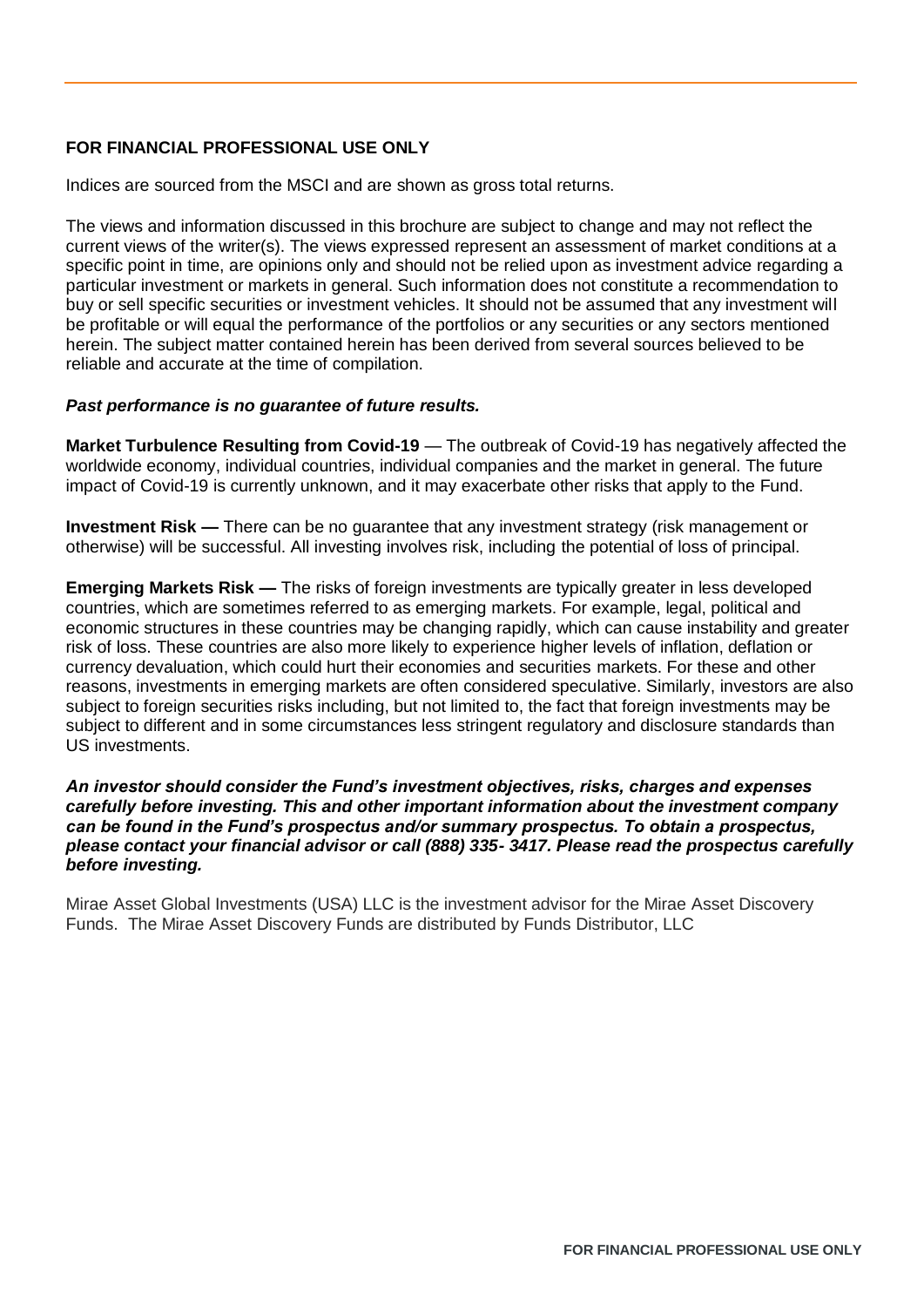**FOR FINANCIAL PROFESSIONAL USE ONLY**

Indices are sourced from the MSCI and are shown as gross total returns.

The views and information discussed in this brochure are subject to change and may not reflect the current views of the writer(s). The views expressed represent an assessment of market conditions at a specific point in time, are opinions only and should not be relied upon as investment advice regarding a particular investment or markets in general. Such information does not constitute a recommendation to buy or sell specific securities or investment vehicles. It should not be assumed that any investment will be profitable or will equal the performance of the portfolios or any securities or any sectors mentioned herein. The subject matter contained herein has been derived from several sources believed to be reliable and accurate at the time of compilation.

***Past performance is no guarantee of future results.***

**Market Turbulence Resulting from Covid-19** — The outbreak of Covid-19 has negatively affected the worldwide economy, individual countries, individual companies and the market in general. The future impact of Covid-19 is currently unknown, and it may exacerbate other risks that apply to the Fund.

**Investment Risk —** There can be no guarantee that any investment strategy (risk management or otherwise) will be successful. All investing involves risk, including the potential of loss of principal.

**Emerging Markets Risk —** The risks of foreign investments are typically greater in less developed countries, which are sometimes referred to as emerging markets. For example, legal, political and economic structures in these countries may be changing rapidly, which can cause instability and greater risk of loss. These countries are also more likely to experience higher levels of inflation, deflation or currency devaluation, which could hurt their economies and securities markets. For these and other reasons, investments in emerging markets are often considered speculative. Similarly, investors are also subject to foreign securities risks including, but not limited to, the fact that foreign investments may be subject to different and in some circumstances less stringent regulatory and disclosure standards than US investments.

***An investor should consider the Fund's investment objectives, risks, charges and expenses carefully before investing. This and other important information about the investment company can be found in the Fund's prospectus and/or summary prospectus. To obtain a prospectus, please contact your financial advisor or call (888) 335- 3417. Please read the prospectus carefully before investing.***

Mirae Asset Global Investments (USA) LLC is the investment advisor for the Mirae Asset Discovery Funds. The Mirae Asset Discovery Funds are distributed by Funds Distributor, LLC